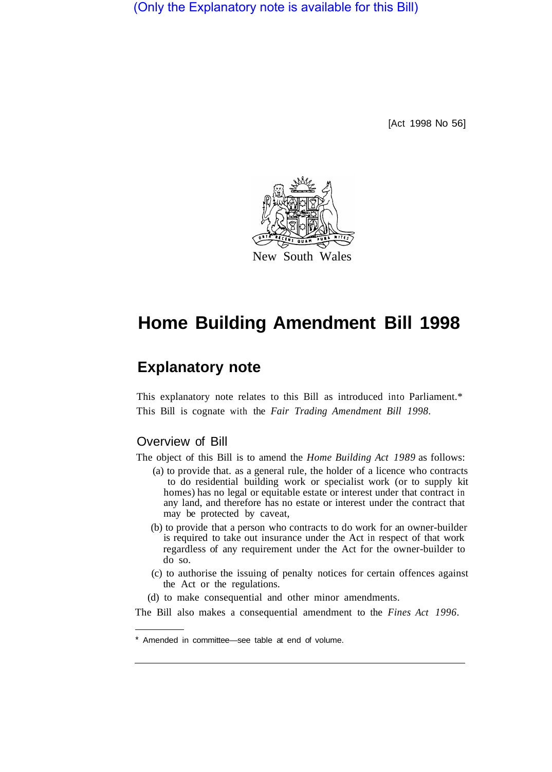(Only the Explanatory note is available for this Bill)

[Act 1998 No 56]

New South Wales

# Home Building Amendment Bill 1998

## Explanatory note

This explanatory note relates to this Bill as introduced into Parliament.*
This Bill is cognate with the *Fair Trading Amendment Bill 1998.*

### Overview of Bill

The object of this Bill is to amend the *Home Building Act 1989* as follows:

(a) to provide that. as a general rule, the holder of a licence who contracts to do residential building work or specialist work (or to supply kit homes) has no legal or equitable estate or interest under that contract in any land, and therefore has no estate or interest under the contract that may be protected by caveat,

(b) to provide that a person who contracts to do work for an owner-builder is required to take out insurance under the Act in respect of that work regardless of any requirement under the Act for the owner-builder to do so.

(c) to authorise the issuing of penalty notices for certain offences against the Act or the regulations.

(d) to make consequential and other minor amendments.

The Bill also makes a consequential amendment to the *Fines Act 1996*.

* Amended in committee—see table at end of volume.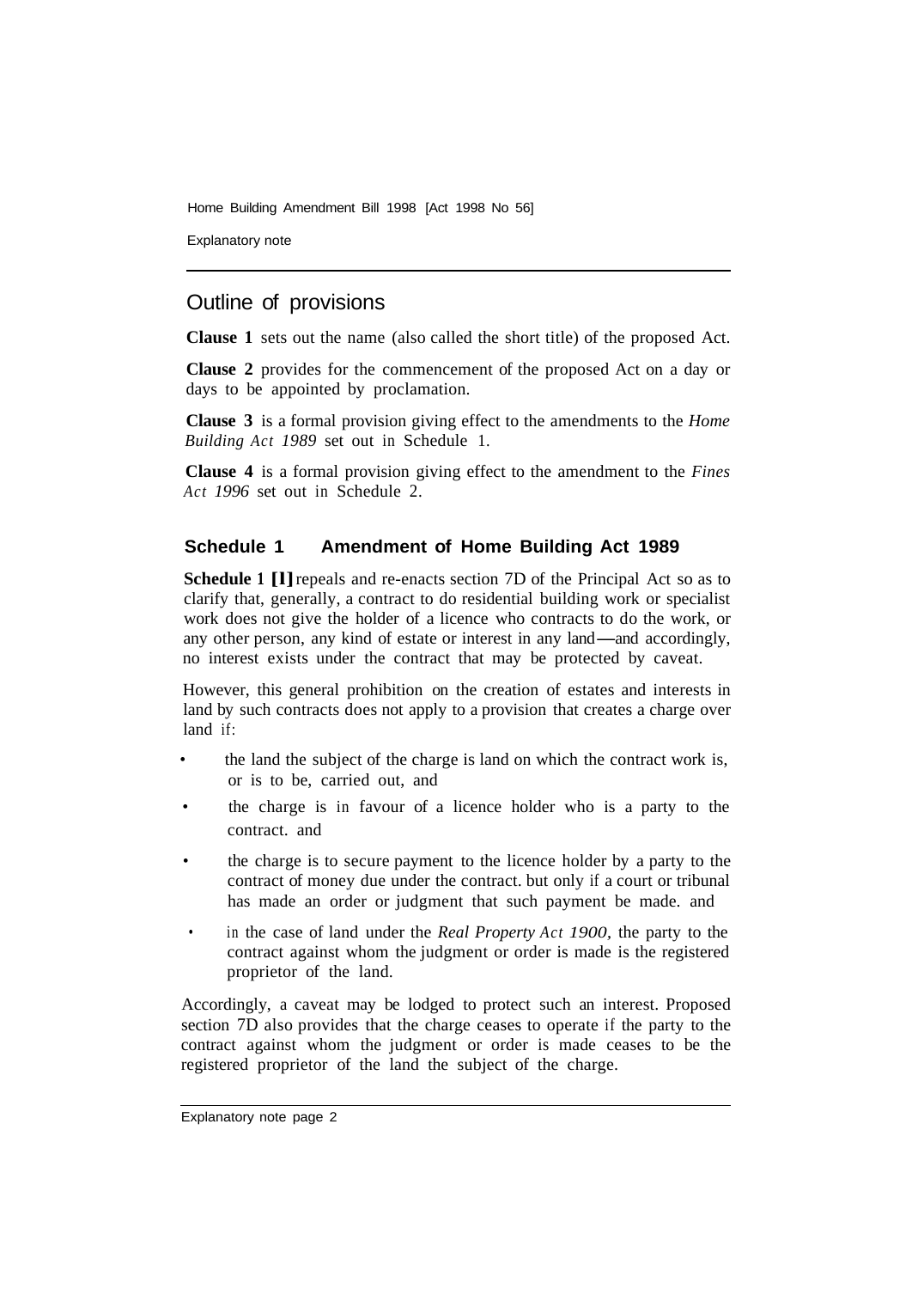## Outline of provisions

**Clause 1** sets out the name (also called the short title) of the proposed Act.

**Clause 2** provides for the commencement of the proposed Act on a day or days to be appointed by proclamation.

**Clause 3** is a formal provision giving effect to the amendments to the *Home Building Act 1989* set out in Schedule 1.

**Clause 4** is a formal provision giving effect to the amendment to the *Fines Act 1996* set out in Schedule 2.

### Schedule 1 Amendment of Home Building Act 1989

**Schedule 1 [1]** repeals and re-enacts section 7D of the Principal Act so as to clarify that, generally, a contract to do residential building work or specialist work does not give the holder of a licence who contracts to do the work, or any other person, any kind of estate or interest in any land—and accordingly, no interest exists under the contract that may be protected by caveat.

However, this general prohibition on the creation of estates and interests in land by such contracts does not apply to a provision that creates a charge over land if:

- the land the subject of the charge is land on which the contract work is, or is to be, carried out, and
- the charge is in favour of a licence holder who is a party to the contract. and
- the charge is to secure payment to the licence holder by a party to the contract of money due under the contract. but only if a court or tribunal has made an order or judgment that such payment be made. and
- in the case of land under the *Real Property Act 1900,* the party to the contract against whom the judgment or order is made is the registered proprietor of the land.

Accordingly, a caveat may be lodged to protect such an interest. Proposed section 7D also provides that the charge ceases to operate if the party to the contract against whom the judgment or order is made ceases to be the registered proprietor of the land the subject of the charge.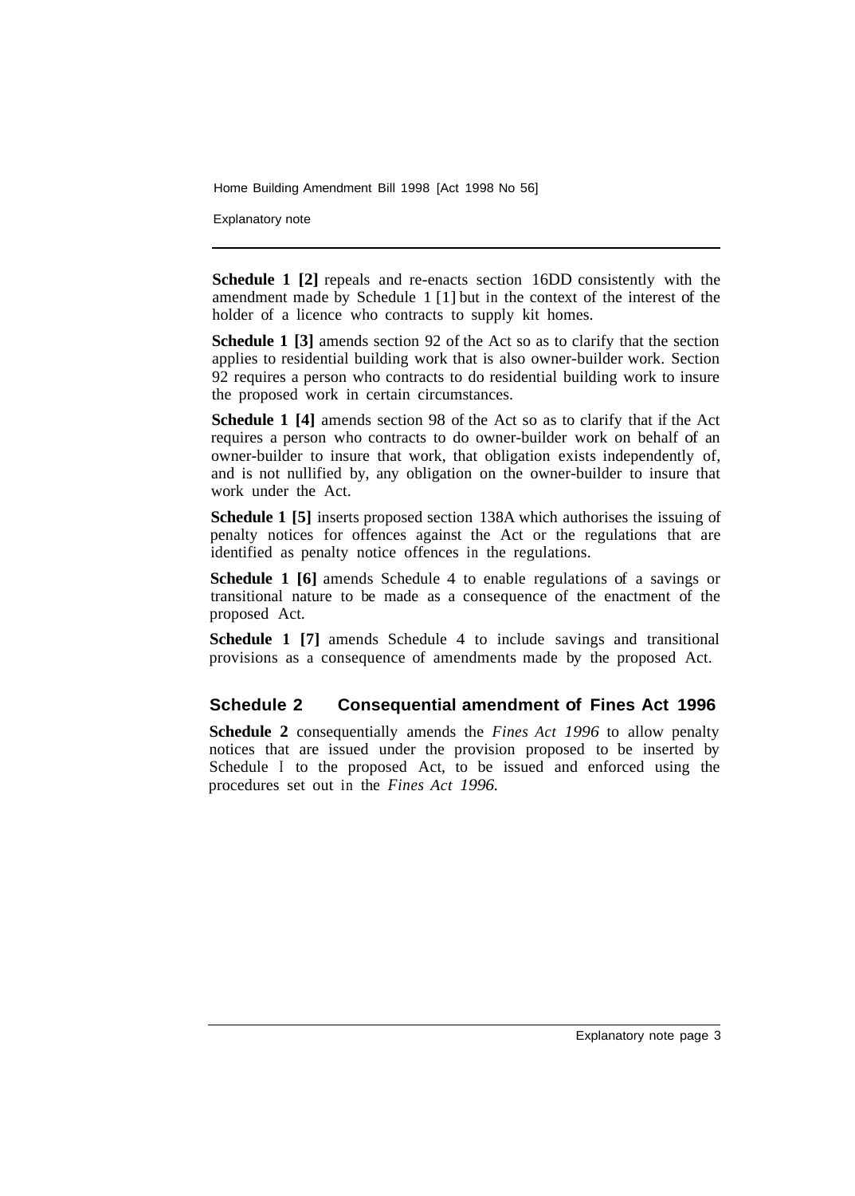**Schedule 1 [2]** repeals and re-enacts section 16DD consistently with the amendment made by Schedule 1 [1] but in the context of the interest of the holder of a licence who contracts to supply kit homes.

**Schedule 1 [3]** amends section 92 of the Act so as to clarify that the section applies to residential building work that is also owner-builder work. Section 92 requires a person who contracts to do residential building work to insure the proposed work in certain circumstances.

**Schedule 1 [4]** amends section 98 of the Act so as to clarify that if the Act requires a person who contracts to do owner-builder work on behalf of an owner-builder to insure that work, that obligation exists independently of, and is not nullified by, any obligation on the owner-builder to insure that work under the Act.

**Schedule 1 [5]** inserts proposed section 138A which authorises the issuing of penalty notices for offences against the Act or the regulations that are identified as penalty notice offences in the regulations.

**Schedule 1 [6]** amends Schedule 4 to enable regulations of a savings or transitional nature to be made as a consequence of the enactment of the proposed Act.

**Schedule 1 [7]** amends Schedule 4 to include savings and transitional provisions as a consequence of amendments made by the proposed Act.

## Schedule 2 Consequential amendment of Fines Act 1996

**Schedule 2** consequentially amends the *Fines Act 1996* to allow penalty notices that are issued under the provision proposed to be inserted by Schedule 1 to the proposed Act, to be issued and enforced using the procedures set out in the *Fines Act 1996*.